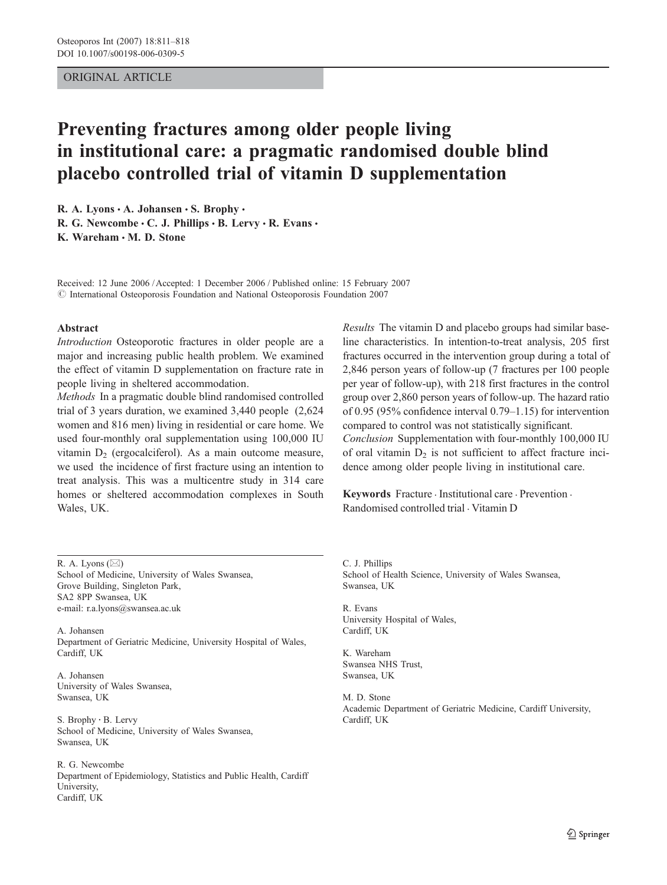ORIGINAL ARTICLE

# Preventing fractures among older people living in institutional care: a pragmatic randomised double blind placebo controlled trial of vitamin D supplementation

**R. A. Lyons · A. Johansen · S. Brophy · R. G. Newcombe · C. J. Phillips · B. Lervy · R. Evans · K. Wareham · M. D. Stone**

Received: 12 June 2006 / Accepted: 1 December 2006 / Published online: 15 February 2007
© International Osteoporosis Foundation and National Osteoporosis Foundation 2007

## Abstract

*Introduction* Osteoporotic fractures in older people are a major and increasing public health problem. We examined the effect of vitamin D supplementation on fracture rate in people living in sheltered accommodation.

*Methods* In a pragmatic double blind randomised controlled trial of 3 years duration, we examined 3,440 people (2,624 women and 816 men) living in residential or care home. We used four-monthly oral supplementation using 100,000 IU vitamin $D_2$ (ergocalciferol). As a main outcome measure, we used the incidence of first fracture using an intention to treat analysis. This was a multicentre study in 314 care homes or sheltered accommodation complexes in South Wales, UK.

*Results* The vitamin D and placebo groups had similar baseline characteristics. In intention-to-treat analysis, 205 first fractures occurred in the intervention group during a total of 2,846 person years of follow-up (7 fractures per 100 people per year of follow-up), with 218 first fractures in the control group over 2,860 person years of follow-up. The hazard ratio of 0.95 (95% confidence interval 0.79–1.15) for intervention compared to control was not statistically significant.

*Conclusion* Supplementation with four-monthly 100,000 IU of oral vitamin $D_2$ is not sufficient to affect fracture incidence among older people living in institutional care.

**Keywords** Fracture · Institutional care · Prevention · Randomised controlled trial · Vitamin D

R. A. Lyons (✉)
School of Medicine, University of Wales Swansea,
Grove Building, Singleton Park,
SA2 8PP Swansea, UK
e-mail: r.a.lyons@swansea.ac.uk

A. Johansen
Department of Geriatric Medicine, University Hospital of Wales,
Cardiff, UK

A. Johansen
University of Wales Swansea,
Swansea, UK

S. Brophy · B. Lervy
School of Medicine, University of Wales Swansea,
Swansea, UK

R. G. Newcombe
Department of Epidemiology, Statistics and Public Health, Cardiff University,
Cardiff, UK

C. J. Phillips
School of Health Science, University of Wales Swansea,
Swansea, UK

R. Evans
University Hospital of Wales,
Cardiff, UK

K. Wareham
Swansea NHS Trust,
Swansea, UK

M. D. Stone
Academic Department of Geriatric Medicine, Cardiff University,
Cardiff, UK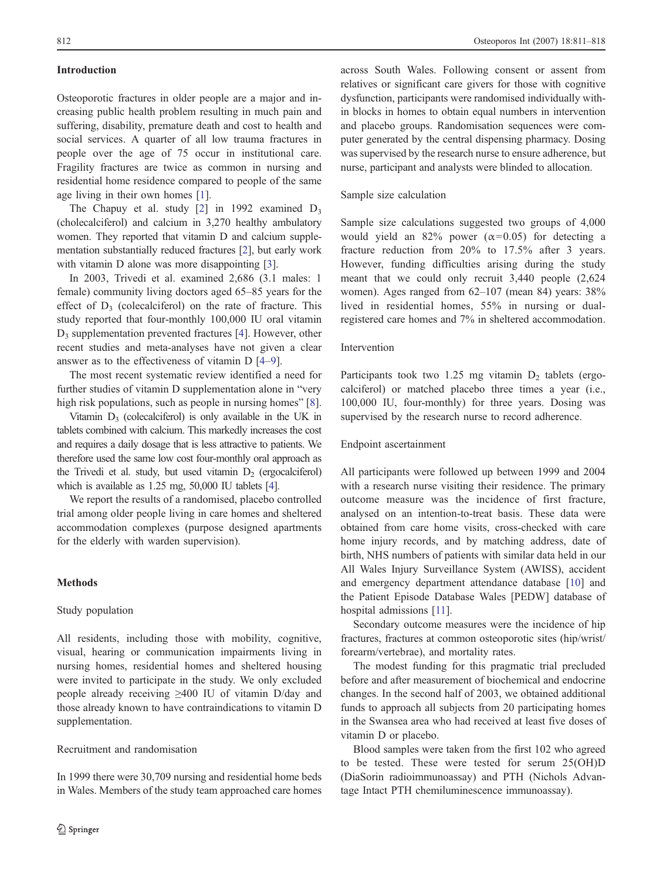## Introduction

Osteoporotic fractures in older people are a major and increasing public health problem resulting in much pain and suffering, disability, premature death and cost to health and social services. A quarter of all low trauma fractures in people over the age of 75 occur in institutional care. Fragility fractures are twice as common in nursing and residential home residence compared to people of the same age living in their own homes [1].

The Chapuy et al. study [2] in 1992 examined $D_3$ (cholecalciferol) and calcium in 3,270 healthy ambulatory women. They reported that vitamin D and calcium supplementation substantially reduced fractures [2], but early work with vitamin D alone was more disappointing [3].

In 2003, Trivedi et al. examined 2,686 (3.1 males: 1 female) community living doctors aged 65–85 years for the effect of $D_3$ (colecalciferol) on the rate of fracture. This study reported that four-monthly 100,000 IU oral vitamin $D_3$ supplementation prevented fractures [4]. However, other recent studies and meta-analyses have not given a clear answer as to the effectiveness of vitamin D [4–9].

The most recent systematic review identified a need for further studies of vitamin D supplementation alone in "very high risk populations, such as people in nursing homes" [8].

Vitamin $D_3$ (colecalciferol) is only available in the UK in tablets combined with calcium. This markedly increases the cost and requires a daily dosage that is less attractive to patients. We therefore used the same low cost four-monthly oral approach as the Trivedi et al. study, but used vitamin $D_2$ (ergocalciferol) which is available as 1.25 mg, 50,000 IU tablets [4].

We report the results of a randomised, placebo controlled trial among older people living in care homes and sheltered accommodation complexes (purpose designed apartments for the elderly with warden supervision).

## Methods

### Study population

All residents, including those with mobility, cognitive, visual, hearing or communication impairments living in nursing homes, residential homes and sheltered housing were invited to participate in the study. We only excluded people already receiving ≥400 IU of vitamin D/day and those already known to have contraindications to vitamin D supplementation.

### Recruitment and randomisation

In 1999 there were 30,709 nursing and residential home beds in Wales. Members of the study team approached care homes across South Wales. Following consent or assent from relatives or significant care givers for those with cognitive dysfunction, participants were randomised individually within blocks in homes to obtain equal numbers in intervention and placebo groups. Randomisation sequences were computer generated by the central dispensing pharmacy. Dosing was supervised by the research nurse to ensure adherence, but nurse, participant and analysts were blinded to allocation.

### Sample size calculation

Sample size calculations suggested two groups of 4,000 would yield an 82% power ($\alpha=0.05$) for detecting a fracture reduction from 20% to 17.5% after 3 years. However, funding difficulties arising during the study meant that we could only recruit 3,440 people (2,624 women). Ages ranged from 62–107 (mean 84) years: 38% lived in residential homes, 55% in nursing or dual-registered care homes and 7% in sheltered accommodation.

### Intervention

Participants took two 1.25 mg vitamin $D_2$ tablets (ergocalciferol) or matched placebo three times a year (i.e., 100,000 IU, four-monthly) for three years. Dosing was supervised by the research nurse to record adherence.

### Endpoint ascertainment

All participants were followed up between 1999 and 2004 with a research nurse visiting their residence. The primary outcome measure was the incidence of first fracture, analysed on an intention-to-treat basis. These data were obtained from care home visits, cross-checked with care home injury records, and by matching address, date of birth, NHS numbers of patients with similar data held in our All Wales Injury Surveillance System (AWISS), accident and emergency department attendance database [10] and the Patient Episode Database Wales [PEDW] database of hospital admissions [11].

Secondary outcome measures were the incidence of hip fractures, fractures at common osteoporotic sites (hip/wrist/forearm/vertebrae), and mortality rates.

The modest funding for this pragmatic trial precluded before and after measurement of biochemical and endocrine changes. In the second half of 2003, we obtained additional funds to approach all subjects from 20 participating homes in the Swansea area who had received at least five doses of vitamin D or placebo.

Blood samples were taken from the first 102 who agreed to be tested. These were tested for serum 25(OH)D (DiaSorin radioimmunoassay) and PTH (Nichols Advantage Intact PTH chemiluminescence immunoassay).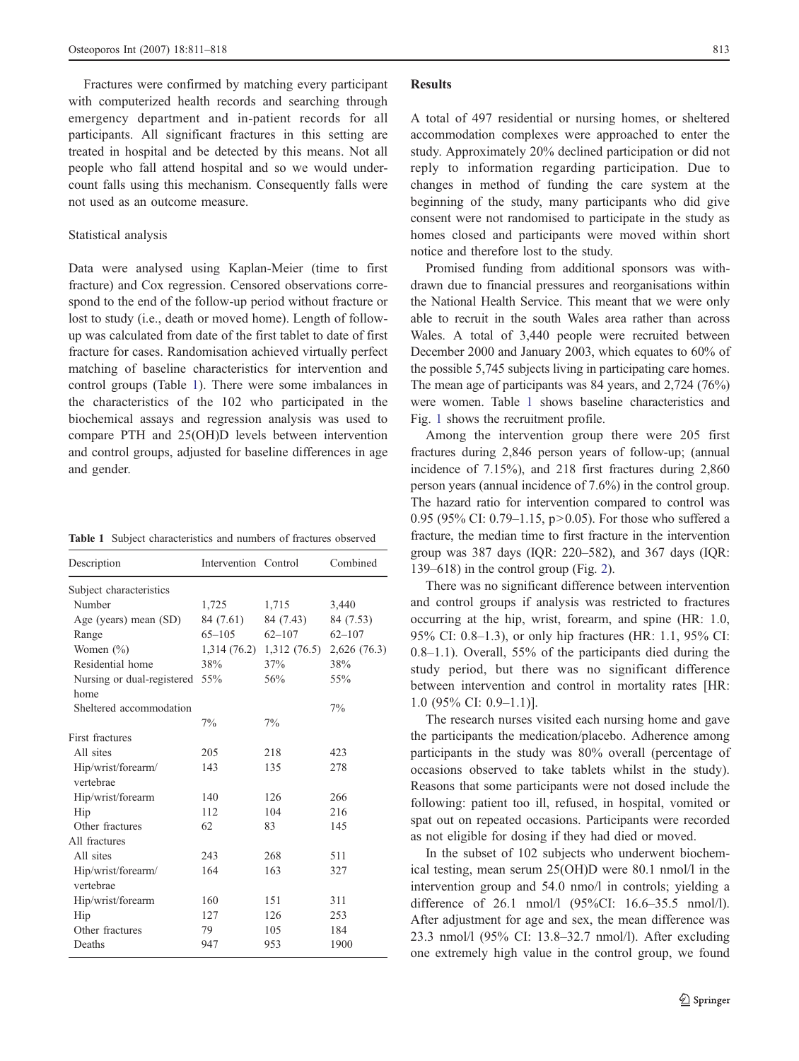Fractures were confirmed by matching every participant with computerized health records and searching through emergency department and in-patient records for all participants. All significant fractures in this setting are treated in hospital and be detected by this means. Not all people who fall attend hospital and so we would undercount falls using this mechanism. Consequently falls were not used as an outcome measure.

### Statistical analysis

Data were analysed using Kaplan-Meier (time to first fracture) and Cox regression. Censored observations correspond to the end of the follow-up period without fracture or lost to study (i.e., death or moved home). Length of follow-up was calculated from date of the first tablet to date of first fracture for cases. Randomisation achieved virtually perfect matching of baseline characteristics for intervention and control groups (Table 1). There were some imbalances in the characteristics of the 102 who participated in the biochemical assays and regression analysis was used to compare PTH and 25(OH)D levels between intervention and control groups, adjusted for baseline differences in age and gender.

**Table 1** Subject characteristics and numbers of fractures observed

| Description | Intervention | Control | Combined |
|---|---|---|---|
| Subject characteristics | | | |
| Number | 1,725 | 1,715 | 3,440 |
| Age (years) mean (SD) | 84 (7.61) | 84 (7.43) | 84 (7.53) |
| Range | 65–105 | 62–107 | 62–107 |
| Women (%) | 1,314 (76.2) | 1,312 (76.5) | 2,626 (76.3) |
| Residential home | 38% | 37% | 38% |
| Nursing or dual-registered home | 55% | 56% | 55% |
| Sheltered accommodation | 7% | 7% | 7% |
| First fractures | | | |
| All sites | 205 | 218 | 423 |
| Hip/wrist/forearm/vertebrae | 143 | 135 | 278 |
| Hip/wrist/forearm | 140 | 126 | 266 |
| Hip | 112 | 104 | 216 |
| Other fractures | 62 | 83 | 145 |
| All fractures | | | |
| All sites | 243 | 268 | 511 |
| Hip/wrist/forearm/vertebrae | 164 | 163 | 327 |
| Hip/wrist/forearm | 160 | 151 | 311 |
| Hip | 127 | 126 | 253 |
| Other fractures | 79 | 105 | 184 |
| Deaths | 947 | 953 | 1900 |

## Results

A total of 497 residential or nursing homes, or sheltered accommodation complexes were approached to enter the study. Approximately 20% declined participation or did not reply to information regarding participation. Due to changes in method of funding the care system at the beginning of the study, many participants who did give consent were not randomised to participate in the study as homes closed and participants were moved within short notice and therefore lost to the study.

Promised funding from additional sponsors was withdrawn due to financial pressures and reorganisations within the National Health Service. This meant that we were only able to recruit in the south Wales area rather than across Wales. A total of 3,440 people were recruited between December 2000 and January 2003, which equates to 60% of the possible 5,745 subjects living in participating care homes. The mean age of participants was 84 years, and 2,724 (76%) were women. Table 1 shows baseline characteristics and Fig. 1 shows the recruitment profile.

Among the intervention group there were 205 first fractures during 2,846 person years of follow-up; (annual incidence of 7.15%), and 218 first fractures during 2,860 person years (annual incidence of 7.6%) in the control group. The hazard ratio for intervention compared to control was 0.95 (95% CI: 0.79–1.15, $p>0.05$). For those who suffered a fracture, the median time to first fracture in the intervention group was 387 days (IQR: 220–582), and 367 days (IQR: 139–618) in the control group (Fig. 2).

There was no significant difference between intervention and control groups if analysis was restricted to fractures occurring at the hip, wrist, forearm, and spine (HR: 1.0, 95% CI: 0.8–1.3), or only hip fractures (HR: 1.1, 95% CI: 0.8–1.1). Overall, 55% of the participants died during the study period, but there was no significant difference between intervention and control in mortality rates [HR: 1.0 (95% CI: 0.9–1.1)].

The research nurses visited each nursing home and gave the participants the medication/placebo. Adherence among participants in the study was 80% overall (percentage of occasions observed to take tablets whilst in the study). Reasons that some participants were not dosed include the following: patient too ill, refused, in hospital, vomited or spat out on repeated occasions. Participants were recorded as not eligible for dosing if they had died or moved.

In the subset of 102 subjects who underwent biochemical testing, mean serum 25(OH)D were 80.1 nmol/l in the intervention group and 54.0 nmo/l in controls; yielding a difference of 26.1 nmol/l (95%CI: 16.6–35.5 nmol/l). After adjustment for age and sex, the mean difference was 23.3 nmol/l (95% CI: 13.8–32.7 nmol/l). After excluding one extremely high value in the control group, we found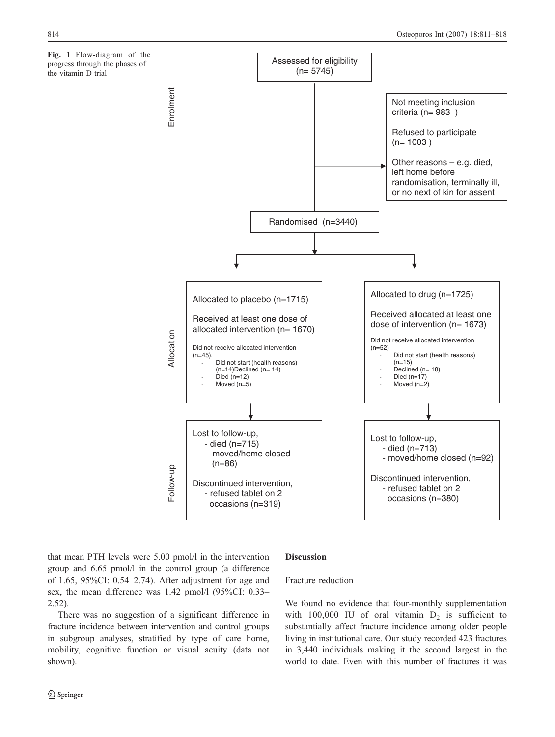**Fig. 1** Flow-diagram of the progress through the phases of the vitamin D trial

**Enrolment**

Assessed for eligibility (n= 5745)

Not meeting inclusion criteria (n= 983 )

Refused to participate (n= 1003 )

Other reasons – e.g. died, left home before randomisation, terminally ill, or no next of kin for assent

Randomised (n=3440)

**Allocation**

Allocated to placebo (n=1715)

Received at least one dose of allocated intervention (n= 1670)

Did not receive allocated intervention (n=45).

- Did not start (health reasons) (n=14)Declined (n= 14)
- Died (n=12)
- Moved (n=5)

Allocated to drug (n=1725)

Received allocated at least one dose of intervention (n= 1673)

Did not receive allocated intervention (n=52)

- Did not start (health reasons) (n=15)
- Declined (n= 18)
- Died (n=17)
- Moved (n=2)

**Follow-up**

Lost to follow-up,
- died (n=715)
- moved/home closed (n=86)

Discontinued intervention,
- refused tablet on 2 occasions (n=319)

Lost to follow-up,
- died (n=713)
- moved/home closed (n=92)

Discontinued intervention,
- refused tablet on 2 occasions (n=380)

that mean PTH levels were 5.00 pmol/l in the intervention group and 6.65 pmol/l in the control group (a difference of 1.65, 95%CI: 0.54–2.74). After adjustment for age and sex, the mean difference was 1.42 pmol/l (95%CI: 0.33–2.52).

There was no suggestion of a significant difference in fracture incidence between intervention and control groups in subgroup analyses, stratified by type of care home, mobility, cognitive function or visual acuity (data not shown).

## Discussion

### Fracture reduction

We found no evidence that four-monthly supplementation with 100,000 IU of oral vitamin $D_2$ is sufficient to substantially affect fracture incidence among older people living in institutional care. Our study recorded 423 fractures in 3,440 individuals making it the second largest in the world to date. Even with this number of fractures it was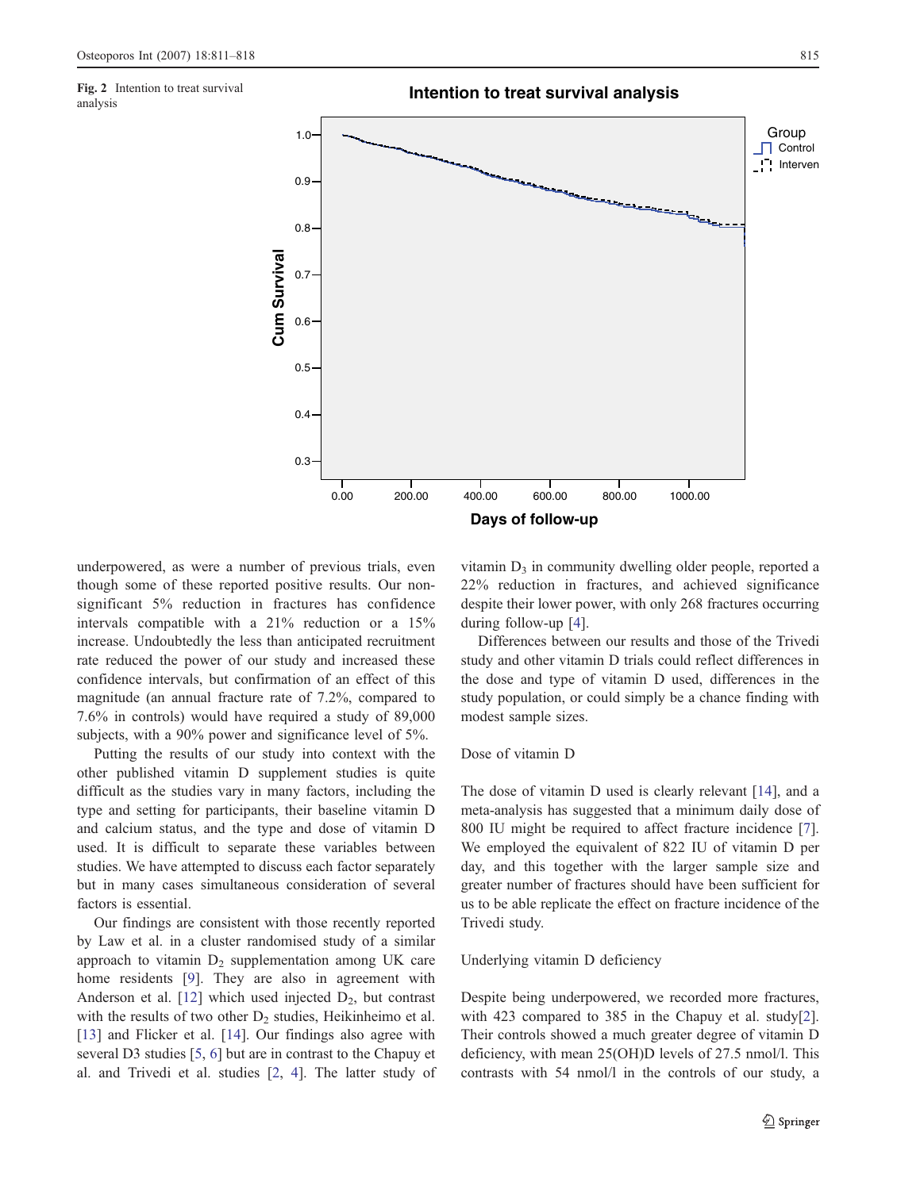**Fig. 2** Intention to treat survival analysis

underpowered, as were a number of previous trials, even though some of these reported positive results. Our non-significant 5% reduction in fractures has confidence intervals compatible with a 21% reduction or a 15% increase. Undoubtedly the less than anticipated recruitment rate reduced the power of our study and increased these confidence intervals, but confirmation of an effect of this magnitude (an annual fracture rate of 7.2%, compared to 7.6% in controls) would have required a study of 89,000 subjects, with a 90% power and significance level of 5%.

Putting the results of our study into context with the other published vitamin D supplement studies is quite difficult as the studies vary in many factors, including the type and setting for participants, their baseline vitamin D and calcium status, and the type and dose of vitamin D used. It is difficult to separate these variables between studies. We have attempted to discuss each factor separately but in many cases simultaneous consideration of several factors is essential.

Our findings are consistent with those recently reported by Law et al. in a cluster randomised study of a similar approach to vitamin $D_2$ supplementation among UK care home residents [9]. They are also in agreement with Anderson et al. [12] which used injected $D_2$, but contrast with the results of two other $D_2$ studies, Heikinheimo et al. [13] and Flicker et al. [14]. Our findings also agree with several D3 studies [5, 6] but are in contrast to the Chapuy et al. and Trivedi et al. studies [2, 4]. The latter study of vitamin $D_3$ in community dwelling older people, reported a 22% reduction in fractures, and achieved significance despite their lower power, with only 268 fractures occurring during follow-up [4].

Differences between our results and those of the Trivedi study and other vitamin D trials could reflect differences in the dose and type of vitamin D used, differences in the study population, or could simply be a chance finding with modest sample sizes.

### Dose of vitamin D

The dose of vitamin D used is clearly relevant [14], and a meta-analysis has suggested that a minimum daily dose of 800 IU might be required to affect fracture incidence [7]. We employed the equivalent of 822 IU of vitamin D per day, and this together with the larger sample size and greater number of fractures should have been sufficient for us to be able replicate the effect on fracture incidence of the Trivedi study.

### Underlying vitamin D deficiency

Despite being underpowered, we recorded more fractures, with 423 compared to 385 in the Chapuy et al. study[2]. Their controls showed a much greater degree of vitamin D deficiency, with mean 25(OH)D levels of 27.5 nmol/l. This contrasts with 54 nmol/l in the controls of our study, a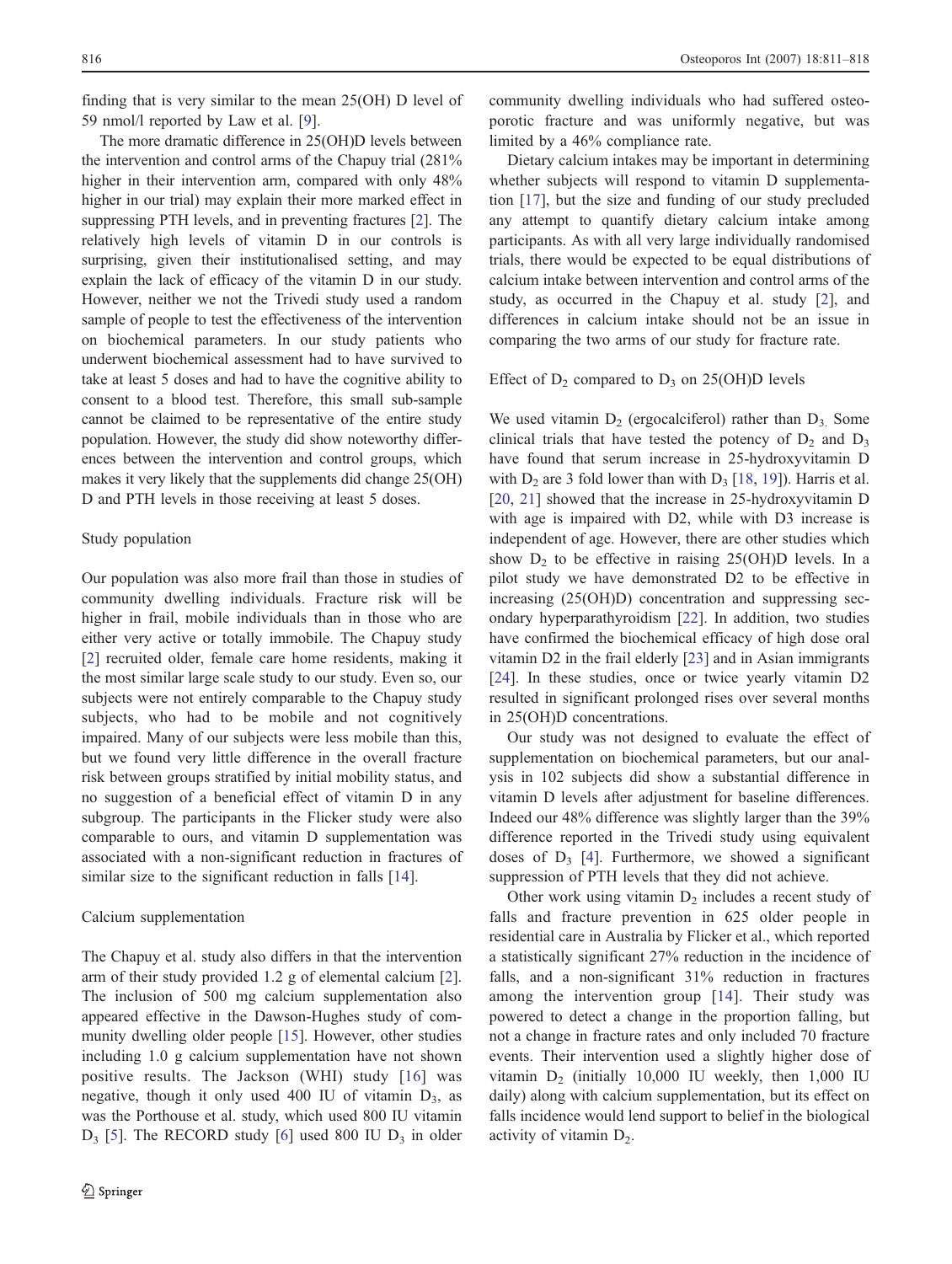finding that is very similar to the mean 25(OH) D level of 59 nmol/l reported by Law et al. [9].

The more dramatic difference in 25(OH)D levels between the intervention and control arms of the Chapuy trial (281% higher in their intervention arm, compared with only 48% higher in our trial) may explain their more marked effect in suppressing PTH levels, and in preventing fractures [2]. The relatively high levels of vitamin D in our controls is surprising, given their institutionalised setting, and may explain the lack of efficacy of the vitamin D in our study. However, neither we not the Trivedi study used a random sample of people to test the effectiveness of the intervention on biochemical parameters. In our study patients who underwent biochemical assessment had to have survived to take at least 5 doses and had to have the cognitive ability to consent to a blood test. Therefore, this small sub-sample cannot be claimed to be representative of the entire study population. However, the study did show noteworthy differences between the intervention and control groups, which makes it very likely that the supplements did change 25(OH) D and PTH levels in those receiving at least 5 doses.

### Study population

Our population was also more frail than those in studies of community dwelling individuals. Fracture risk will be higher in frail, mobile individuals than in those who are either very active or totally immobile. The Chapuy study [2] recruited older, female care home residents, making it the most similar large scale study to our study. Even so, our subjects were not entirely comparable to the Chapuy study subjects, who had to be mobile and not cognitively impaired. Many of our subjects were less mobile than this, but we found very little difference in the overall fracture risk between groups stratified by initial mobility status, and no suggestion of a beneficial effect of vitamin D in any subgroup. The participants in the Flicker study were also comparable to ours, and vitamin D supplementation was associated with a non-significant reduction in fractures of similar size to the significant reduction in falls [14].

### Calcium supplementation

The Chapuy et al. study also differs in that the intervention arm of their study provided 1.2 g of elemental calcium [2]. The inclusion of 500 mg calcium supplementation also appeared effective in the Dawson-Hughes study of community dwelling older people [15]. However, other studies including 1.0 g calcium supplementation have not shown positive results. The Jackson (WHI) study [16] was negative, though it only used 400 IU of vitamin $D_3$, as was the Porthouse et al. study, which used 800 IU vitamin $D_3$ [5]. The RECORD study [6] used 800 IU $D_3$ in older community dwelling individuals who had suffered osteoporotic fracture and was uniformly negative, but was limited by a 46% compliance rate.

Dietary calcium intakes may be important in determining whether subjects will respond to vitamin D supplementation [17], but the size and funding of our study precluded any attempt to quantify dietary calcium intake among participants. As with all very large individually randomised trials, there would be expected to be equal distributions of calcium intake between intervention and control arms of the study, as occurred in the Chapuy et al. study [2], and differences in calcium intake should not be an issue in comparing the two arms of our study for fracture rate.

### Effect of $D_2$ compared to $D_3$ on 25(OH)D levels

We used vitamin $D_2$ (ergocalciferol) rather than $D_3$. Some clinical trials that have tested the potency of $D_2$ and $D_3$ have found that serum increase in 25-hydroxyvitamin D with $D_2$ are 3 fold lower than with $D_3$ [18, 19]). Harris et al. [20, 21] showed that the increase in 25-hydroxyvitamin D with age is impaired with D2, while with D3 increase is independent of age. However, there are other studies which show $D_2$ to be effective in raising 25(OH)D levels. In a pilot study we have demonstrated D2 to be effective in increasing (25(OH)D) concentration and suppressing secondary hyperparathyroidism [22]. In addition, two studies have confirmed the biochemical efficacy of high dose oral vitamin D2 in the frail elderly [23] and in Asian immigrants [24]. In these studies, once or twice yearly vitamin D2 resulted in significant prolonged rises over several months in 25(OH)D concentrations.

Our study was not designed to evaluate the effect of supplementation on biochemical parameters, but our analysis in 102 subjects did show a substantial difference in vitamin D levels after adjustment for baseline differences. Indeed our 48% difference was slightly larger than the 39% difference reported in the Trivedi study using equivalent doses of $D_3$ [4]. Furthermore, we showed a significant suppression of PTH levels that they did not achieve.

Other work using vitamin $D_2$ includes a recent study of falls and fracture prevention in 625 older people in residential care in Australia by Flicker et al., which reported a statistically significant 27% reduction in the incidence of falls, and a non-significant 31% reduction in fractures among the intervention group [14]. Their study was powered to detect a change in the proportion falling, but not a change in fracture rates and only included 70 fracture events. Their intervention used a slightly higher dose of vitamin $D_2$ (initially 10,000 IU weekly, then 1,000 IU daily) along with calcium supplementation, but its effect on falls incidence would lend support to belief in the biological activity of vitamin $D_2$.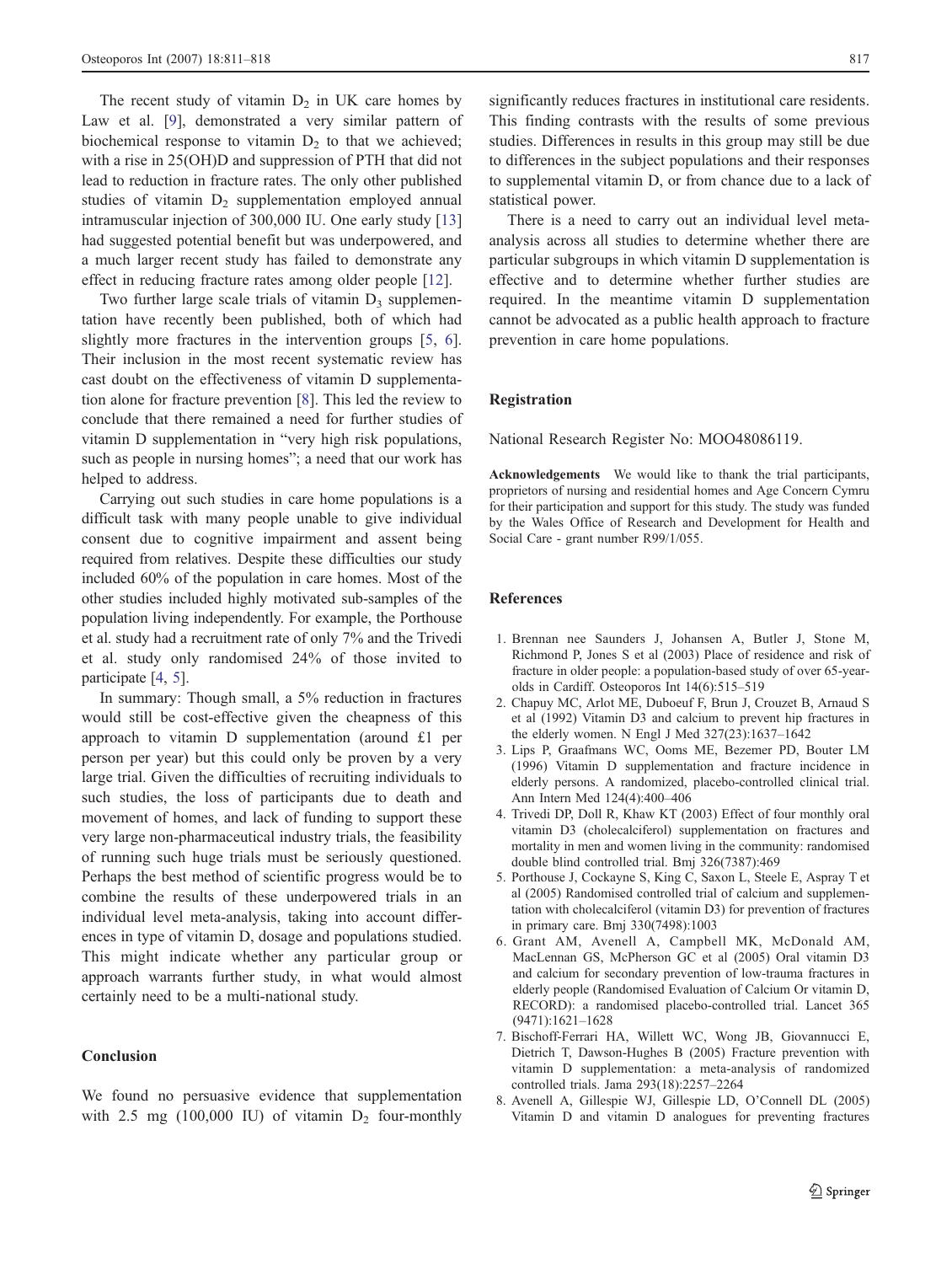The recent study of vitamin $D_2$ in UK care homes by Law et al. [9], demonstrated a very similar pattern of biochemical response to vitamin $D_2$ to that we achieved; with a rise in 25(OH)D and suppression of PTH that did not lead to reduction in fracture rates. The only other published studies of vitamin $D_2$ supplementation employed annual intramuscular injection of 300,000 IU. One early study [13] had suggested potential benefit but was underpowered, and a much larger recent study has failed to demonstrate any effect in reducing fracture rates among older people [12].

Two further large scale trials of vitamin $D_3$ supplementation have recently been published, both of which had slightly more fractures in the intervention groups [5, 6]. Their inclusion in the most recent systematic review has cast doubt on the effectiveness of vitamin D supplementation alone for fracture prevention [8]. This led the review to conclude that there remained a need for further studies of vitamin D supplementation in "very high risk populations, such as people in nursing homes"; a need that our work has helped to address.

Carrying out such studies in care home populations is a difficult task with many people unable to give individual consent due to cognitive impairment and assent being required from relatives. Despite these difficulties our study included 60% of the population in care homes. Most of the other studies included highly motivated sub-samples of the population living independently. For example, the Porthouse et al. study had a recruitment rate of only 7% and the Trivedi et al. study only randomised 24% of those invited to participate [4, 5].

In summary: Though small, a 5% reduction in fractures would still be cost-effective given the cheapness of this approach to vitamin D supplementation (around £1 per person per year) but this could only be proven by a very large trial. Given the difficulties of recruiting individuals to such studies, the loss of participants due to death and movement of homes, and lack of funding to support these very large non-pharmaceutical industry trials, the feasibility of running such huge trials must be seriously questioned. Perhaps the best method of scientific progress would be to combine the results of these underpowered trials in an individual level meta-analysis, taking into account differences in type of vitamin D, dosage and populations studied. This might indicate whether any particular group or approach warrants further study, in what would almost certainly need to be a multi-national study.

## Conclusion

We found no persuasive evidence that supplementation with 2.5 mg (100,000 IU) of vitamin $D_2$ four-monthly significantly reduces fractures in institutional care residents. This finding contrasts with the results of some previous studies. Differences in results in this group may still be due to differences in the subject populations and their responses to supplemental vitamin D, or from chance due to a lack of statistical power.

There is a need to carry out an individual level meta-analysis across all studies to determine whether there are particular subgroups in which vitamin D supplementation is effective and to determine whether further studies are required. In the meantime vitamin D supplementation cannot be advocated as a public health approach to fracture prevention in care home populations.

## Registration

National Research Register No: MOO48086119.

**Acknowledgements** We would like to thank the trial participants, proprietors of nursing and residential homes and Age Concern Cymru for their participation and support for this study. The study was funded by the Wales Office of Research and Development for Health and Social Care - grant number R99/1/055.

## References

1. Brennan nee Saunders J, Johansen A, Butler J, Stone M, Richmond P, Jones S et al (2003) Place of residence and risk of fracture in older people: a population-based study of over 65-year-olds in Cardiff. Osteoporos Int 14(6):515–519
2. Chapuy MC, Arlot ME, Duboeuf F, Brun J, Crouzet B, Arnaud S et al (1992) Vitamin D3 and calcium to prevent hip fractures in the elderly women. N Engl J Med 327(23):1637–1642
3. Lips P, Graafmans WC, Ooms ME, Bezemer PD, Bouter LM (1996) Vitamin D supplementation and fracture incidence in elderly persons. A randomized, placebo-controlled clinical trial. Ann Intern Med 124(4):400–406
4. Trivedi DP, Doll R, Khaw KT (2003) Effect of four monthly oral vitamin D3 (cholecalciferol) supplementation on fractures and mortality in men and women living in the community: randomised double blind controlled trial. Bmj 326(7387):469
5. Porthouse J, Cockayne S, King C, Saxon L, Steele E, Aspray T et al (2005) Randomised controlled trial of calcium and supplementation with cholecalciferol (vitamin D3) for prevention of fractures in primary care. Bmj 330(7498):1003
6. Grant AM, Avenell A, Campbell MK, McDonald AM, MacLennan GS, McPherson GC et al (2005) Oral vitamin D3 and calcium for secondary prevention of low-trauma fractures in elderly people (Randomised Evaluation of Calcium Or vitamin D, RECORD): a randomised placebo-controlled trial. Lancet 365 (9471):1621–1628
7. Bischoff-Ferrari HA, Willett WC, Wong JB, Giovannucci E, Dietrich T, Dawson-Hughes B (2005) Fracture prevention with vitamin D supplementation: a meta-analysis of randomized controlled trials. Jama 293(18):2257–2264
8. Avenell A, Gillespie WJ, Gillespie LD, O'Connell DL (2005) Vitamin D and vitamin D analogues for preventing fractures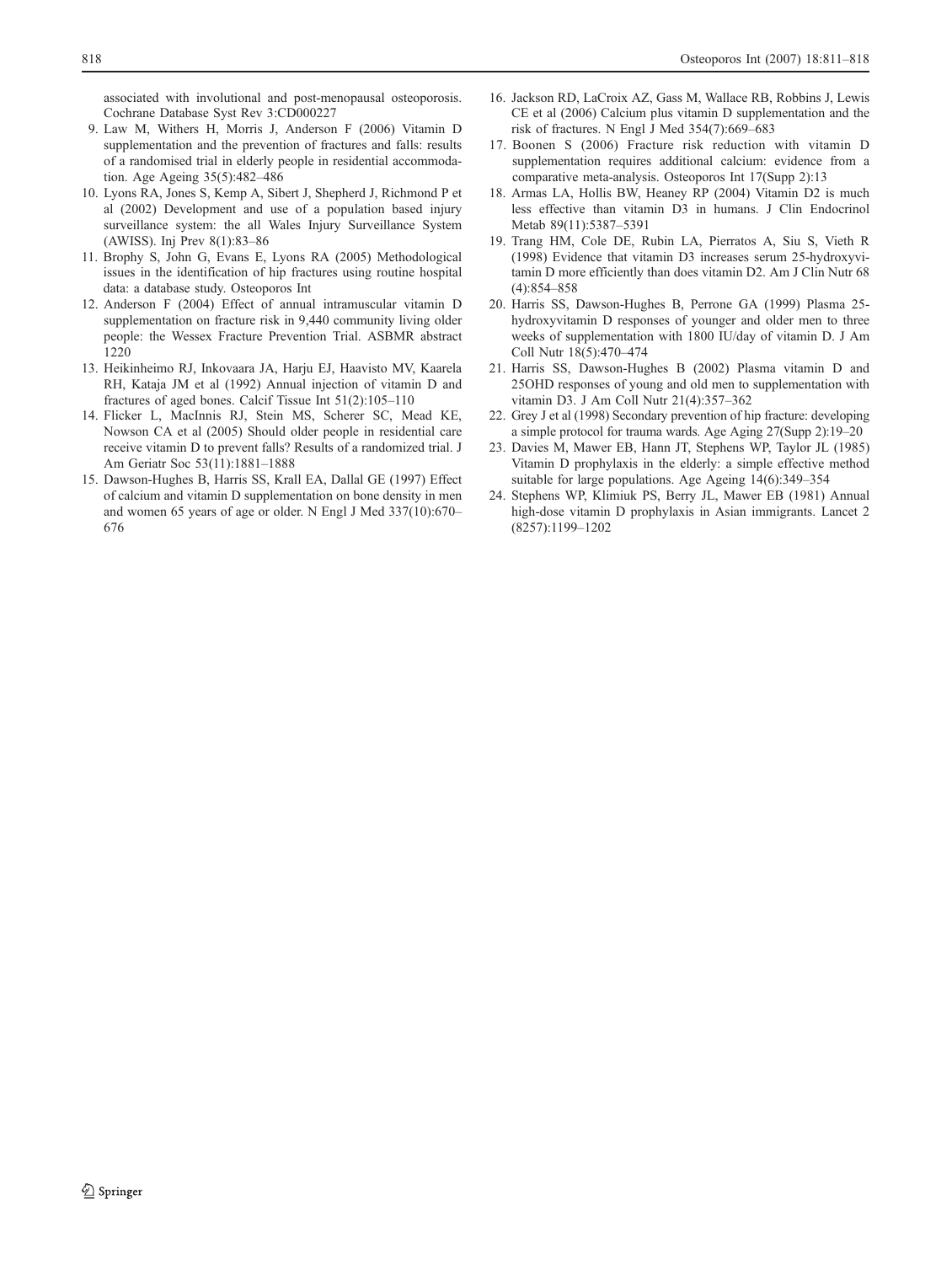associated with involutional and post-menopausal osteoporosis. Cochrane Database Syst Rev 3:CD000227

9. Law M, Withers H, Morris J, Anderson F (2006) Vitamin D supplementation and the prevention of fractures and falls: results of a randomised trial in elderly people in residential accommodation. Age Ageing 35(5):482–486
10. Lyons RA, Jones S, Kemp A, Sibert J, Shepherd J, Richmond P et al (2002) Development and use of a population based injury surveillance system: the all Wales Injury Surveillance System (AWISS). Inj Prev 8(1):83–86
11. Brophy S, John G, Evans E, Lyons RA (2005) Methodological issues in the identification of hip fractures using routine hospital data: a database study. Osteoporos Int
12. Anderson F (2004) Effect of annual intramuscular vitamin D supplementation on fracture risk in 9,440 community living older people: the Wessex Fracture Prevention Trial. ASBMR abstract 1220
13. Heikinheimo RJ, Inkovaara JA, Harju EJ, Haavisto MV, Kaarela RH, Kataja JM et al (1992) Annual injection of vitamin D and fractures of aged bones. Calcif Tissue Int 51(2):105–110
14. Flicker L, MacInnis RJ, Stein MS, Scherer SC, Mead KE, Nowson CA et al (2005) Should older people in residential care receive vitamin D to prevent falls? Results of a randomized trial. J Am Geriatr Soc 53(11):1881–1888
15. Dawson-Hughes B, Harris SS, Krall EA, Dallal GE (1997) Effect of calcium and vitamin D supplementation on bone density in men and women 65 years of age or older. N Engl J Med 337(10):670–676
16. Jackson RD, LaCroix AZ, Gass M, Wallace RB, Robbins J, Lewis CE et al (2006) Calcium plus vitamin D supplementation and the risk of fractures. N Engl J Med 354(7):669–683
17. Boonen S (2006) Fracture risk reduction with vitamin D supplementation requires additional calcium: evidence from a comparative meta-analysis. Osteoporos Int 17(Supp 2):13
18. Armas LA, Hollis BW, Heaney RP (2004) Vitamin D2 is much less effective than vitamin D3 in humans. J Clin Endocrinol Metab 89(11):5387–5391
19. Trang HM, Cole DE, Rubin LA, Pierratos A, Siu S, Vieth R (1998) Evidence that vitamin D3 increases serum 25-hydroxyvitamin D more efficiently than does vitamin D2. Am J Clin Nutr 68 (4):854–858
20. Harris SS, Dawson-Hughes B, Perrone GA (1999) Plasma 25-hydroxyvitamin D responses of younger and older men to three weeks of supplementation with 1800 IU/day of vitamin D. J Am Coll Nutr 18(5):470–474
21. Harris SS, Dawson-Hughes B (2002) Plasma vitamin D and 25OHD responses of young and old men to supplementation with vitamin D3. J Am Coll Nutr 21(4):357–362
22. Grey J et al (1998) Secondary prevention of hip fracture: developing a simple protocol for trauma wards. Age Aging 27(Supp 2):19–20
23. Davies M, Mawer EB, Hann JT, Stephens WP, Taylor JL (1985) Vitamin D prophylaxis in the elderly: a simple effective method suitable for large populations. Age Ageing 14(6):349–354
24. Stephens WP, Klimiuk PS, Berry JL, Mawer EB (1981) Annual high-dose vitamin D prophylaxis in Asian immigrants. Lancet 2 (8257):1199–1202